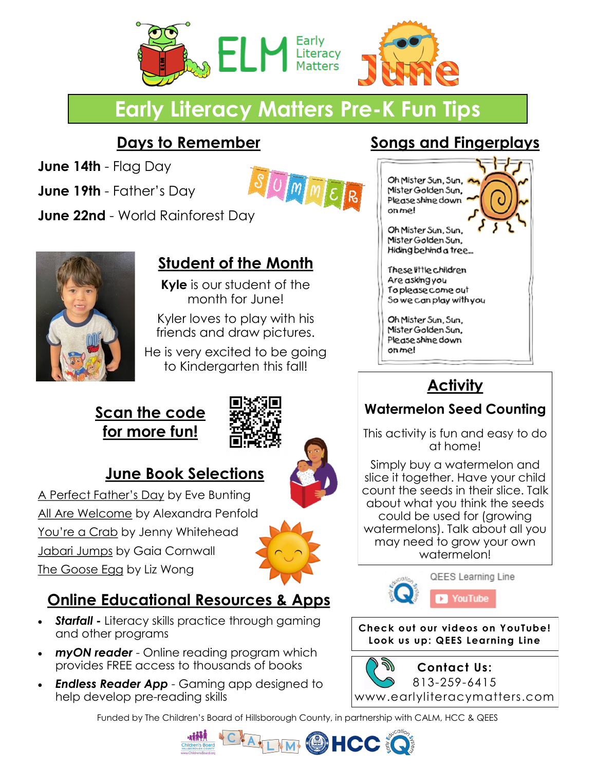# ELM Early Literacy Matters — June

## Early Literacy Matters Pre-K Fun Tips

## Days to Remember

**June 14th** - Flag Day

**June 19th** - Father's Day

**June 22nd** - World Rainforest Day

## Student of the Month

**Kyle** is our student of the month for June!

Kyler loves to play with his friends and draw pictures.

He is very excited to be going to Kindergarten this fall!

## Scan the code for more fun!

## June Book Selections

A Perfect Father's Day by Eve Bunting

All Are Welcome by Alexandra Penfold

You're a Crab by Jenny Whitehead

Jabari Jumps by Gaia Cornwall

The Goose Egg by Liz Wong

## Online Educational Resources & Apps

- ***Starfall*** - Literacy skills practice through gaming and other programs
- ***myON reader*** - Online reading program which provides FREE access to thousands of books
- ***Endless Reader App*** - Gaming app designed to help develop pre-reading skills

## Songs and Fingerplays

Oh Mister Sun, Sun,
Mister Golden Sun,
Please shine down
on me!

Oh Mister Sun, Sun,
Mister Golden Sun,
Hiding behind a tree...

These little children
Are asking you
To please come out
So we can play with you

Oh Mister Sun, Sun,
Mister Golden Sun,
Please shine down
on me!

## Activity

### Watermelon Seed Counting

This activity is fun and easy to do at home!

Simply buy a watermelon and slice it together. Have your child count the seeds in their slice. Talk about what you think the seeds could be used for (growing watermelons). Talk about all you may need to grow your own watermelon!

QEES Learning Line — YouTube

**Check out our videos on YouTube! Look us up: QEES Learning Line**

**Contact Us:**
813-259-6415
www.earlyliteracymatters.com

Funded by The Children's Board of Hillsborough County, in partnership with CALM, HCC & QEES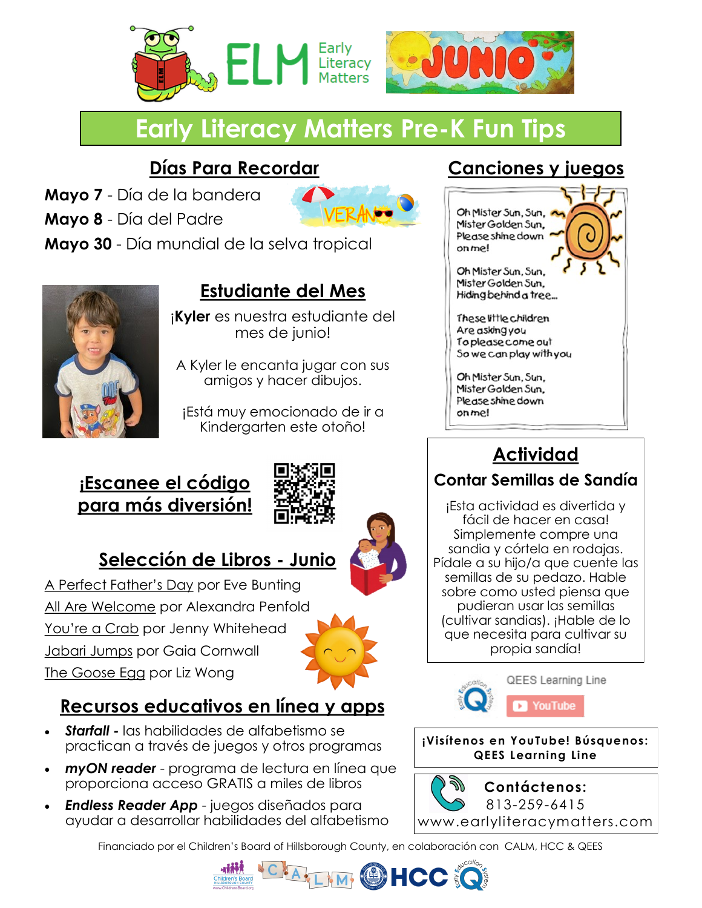# Early Literacy Matters Pre-K Fun Tips

JUNIO

## Días Para Recordar

**Mayo 7** - Día de la bandera
**Mayo 8** - Día del Padre
**Mayo 30** - Día mundial de la selva tropical

VERANO

## Canciones y juegos

Oh Mister Sun, Sun,
Mister Golden Sun,
Please shine down
on me!

Oh Mister Sun, Sun,
Mister Golden Sun,
Hiding behind a tree...

These little children
Are asking you
To please come out
So we can play with you

Oh Mister Sun, Sun,
Mister Golden Sun,
Please shine down
on me!

## Estudiante del Mes

¡**Kyler** es nuestra estudiante del mes de junio!

A Kyler le encanta jugar con sus amigos y hacer dibujos.

¡Está muy emocionado de ir a Kindergarten este otoño!

## Actividad

### Contar Semillas de Sandía

¡Esta actividad es divertida y fácil de hacer en casa! Simplemente compre una sandia y córtela en rodajas. Pídale a su hijo/a que cuente las semillas de su pedazo. Hable sobre como usted piensa que pudieran usar las semillas (cultivar sandias). ¡Hable de lo que necesita para cultivar su propia sandía!

## ¡Escanee el código para más diversión!

## Selección de Libros - Junio

A Perfect Father's Day por Eve Bunting
All Are Welcome por Alexandra Penfold
You're a Crab por Jenny Whitehead
Jabari Jumps por Gaia Cornwall
The Goose Egg por Liz Wong

QEES Learning Line
YouTube

## Recursos educativos en línea y apps

- ***Starfall*** - las habilidades de alfabetismo se practican a través de juegos y otros programas
- ***myON reader*** - programa de lectura en línea que proporciona acceso GRATIS a miles de libros
- ***Endless Reader App*** - juegos diseñados para ayudar a desarrollar habilidades del alfabetismo

**¡Visítenos en YouTube! Búsquenos: QEES Learning Line**

**Contáctenos:**
813-259-6415
www.earlyliteracymatters.com

Financiado por el Children's Board of Hillsborough County, en colaboración con CALM, HCC & QEES